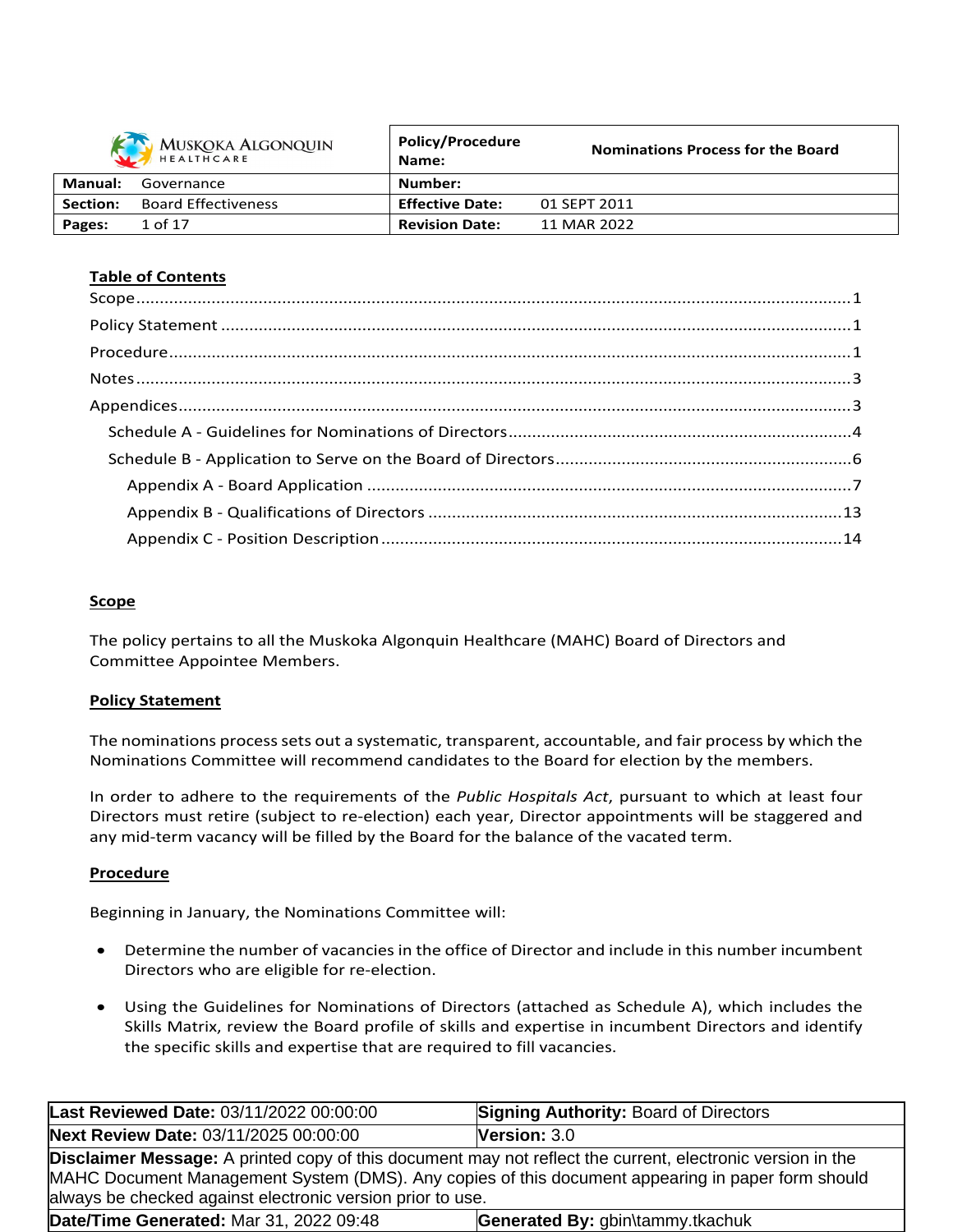| MUSKOKA ALGONQUIN HEALTHCARE | | **Policy/Procedure Name:** | **Nominations Process for the Board** |
|---|---|---|---|
| **Manual:** | Governance | **Number:** | |
| **Section:** | Board Effectiveness | **Effective Date:** | 01 SEPT 2011 |
| **Pages:** | 1 of 17 | **Revision Date:** | 11 MAR 2022 |

## Table of Contents

- Scope ........ 1
- Policy Statement ........ 1
- Procedure ........ 1
- Notes ........ 3
- Appendices ........ 3
  - Schedule A - Guidelines for Nominations of Directors ........ 4
  - Schedule B - Application to Serve on the Board of Directors ........ 6
    - Appendix A - Board Application ........ 7
    - Appendix B - Qualifications of Directors ........ 13
    - Appendix C - Position Description ........ 14

## Scope

The policy pertains to all the Muskoka Algonquin Healthcare (MAHC) Board of Directors and Committee Appointee Members.

## Policy Statement

The nominations process sets out a systematic, transparent, accountable, and fair process by which the Nominations Committee will recommend candidates to the Board for election by the members.

In order to adhere to the requirements of the *Public Hospitals Act*, pursuant to which at least four Directors must retire (subject to re-election) each year, Director appointments will be staggered and any mid-term vacancy will be filled by the Board for the balance of the vacated term.

## Procedure

Beginning in January, the Nominations Committee will:

- Determine the number of vacancies in the office of Director and include in this number incumbent Directors who are eligible for re-election.
- Using the Guidelines for Nominations of Directors (attached as Schedule A), which includes the Skills Matrix, review the Board profile of skills and expertise in incumbent Directors and identify the specific skills and expertise that are required to fill vacancies.

| | |
|---|---|
| **Last Reviewed Date:** 03/11/2022 00:00:00 | **Signing Authority:** Board of Directors |
| **Next Review Date:** 03/11/2025 00:00:00 | **Version:** 3.0 |
| **Disclaimer Message:** A printed copy of this document may not reflect the current, electronic version in the MAHC Document Management System (DMS). Any copies of this document appearing in paper form should always be checked against electronic version prior to use. | |
| **Date/Time Generated:** Mar 31, 2022 09:48 | **Generated By:** gbin\tammy.tkachuk |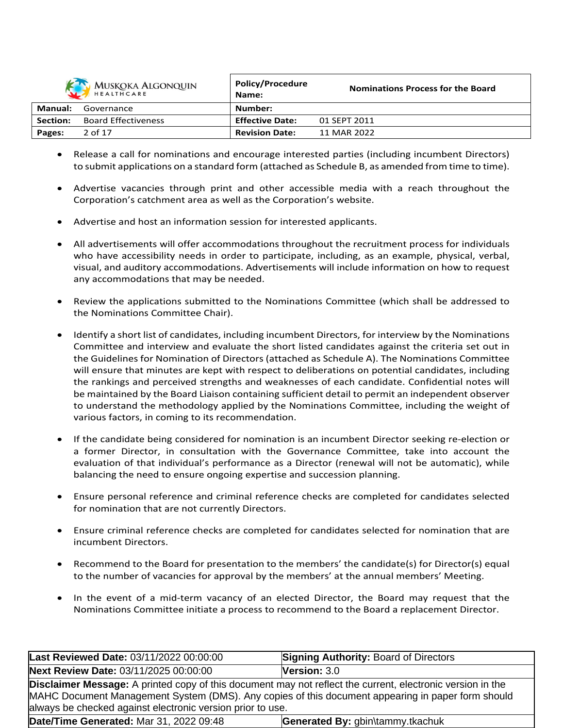- Release a call for nominations and encourage interested parties (including incumbent Directors) to submit applications on a standard form (attached as Schedule B, as amended from time to time).

- Advertise vacancies through print and other accessible media with a reach throughout the Corporation's catchment area as well as the Corporation's website.

- Advertise and host an information session for interested applicants.

- All advertisements will offer accommodations throughout the recruitment process for individuals who have accessibility needs in order to participate, including, as an example, physical, verbal, visual, and auditory accommodations. Advertisements will include information on how to request any accommodations that may be needed.

- Review the applications submitted to the Nominations Committee (which shall be addressed to the Nominations Committee Chair).

- Identify a short list of candidates, including incumbent Directors, for interview by the Nominations Committee and interview and evaluate the short listed candidates against the criteria set out in the Guidelines for Nomination of Directors (attached as Schedule A). The Nominations Committee will ensure that minutes are kept with respect to deliberations on potential candidates, including the rankings and perceived strengths and weaknesses of each candidate. Confidential notes will be maintained by the Board Liaison containing sufficient detail to permit an independent observer to understand the methodology applied by the Nominations Committee, including the weight of various factors, in coming to its recommendation.

- If the candidate being considered for nomination is an incumbent Director seeking re-election or a former Director, in consultation with the Governance Committee, take into account the evaluation of that individual's performance as a Director (renewal will not be automatic), while balancing the need to ensure ongoing expertise and succession planning.

- Ensure personal reference and criminal reference checks are completed for candidates selected for nomination that are not currently Directors.

- Ensure criminal reference checks are completed for candidates selected for nomination that are incumbent Directors.

- Recommend to the Board for presentation to the members' the candidate(s) for Director(s) equal to the number of vacancies for approval by the members' at the annual members' Meeting.

- In the event of a mid-term vacancy of an elected Director, the Board may request that the Nominations Committee initiate a process to recommend to the Board a replacement Director.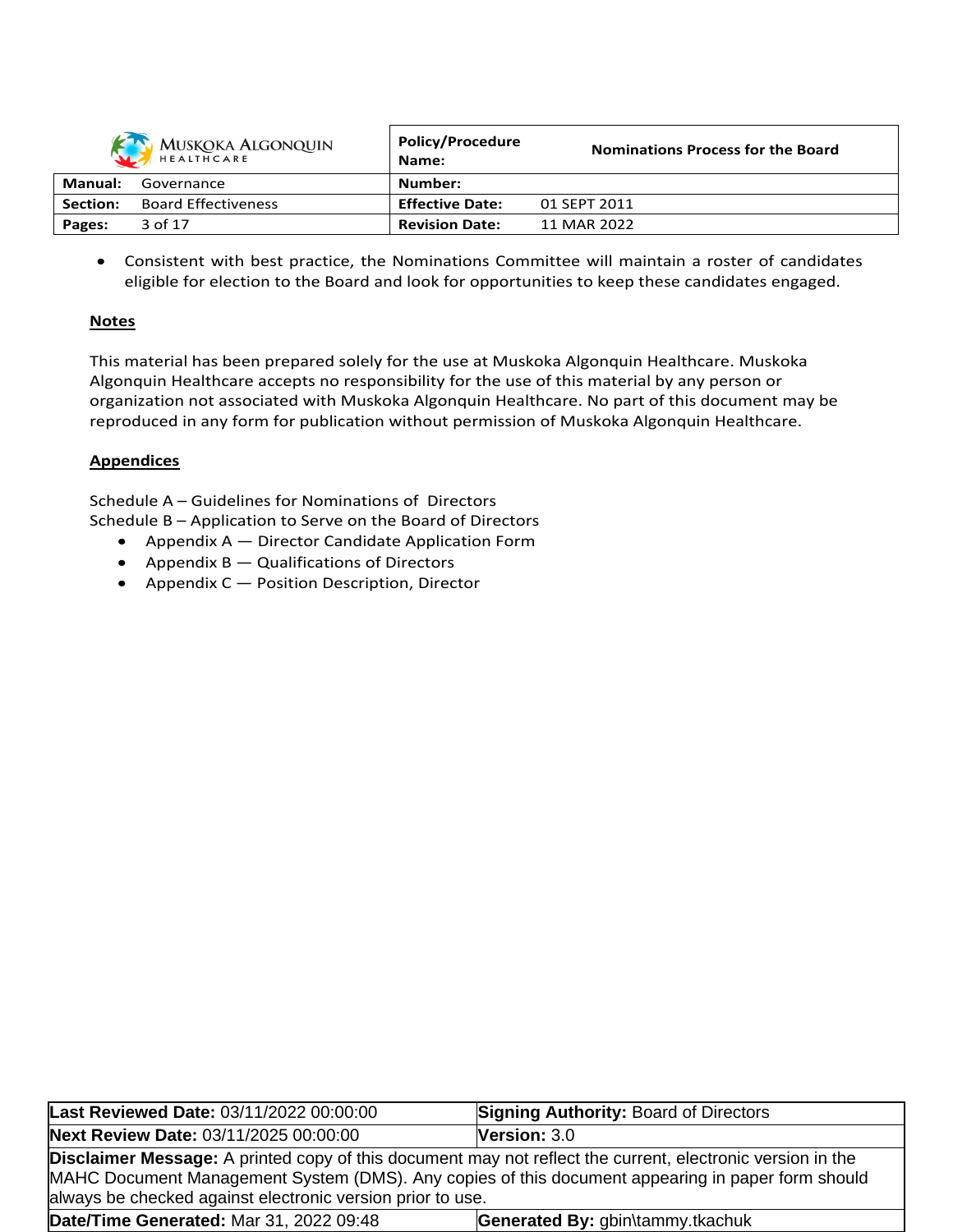- Consistent with best practice, the Nominations Committee will maintain a roster of candidates eligible for election to the Board and look for opportunities to keep these candidates engaged.

**Notes**

This material has been prepared solely for the use at Muskoka Algonquin Healthcare. Muskoka Algonquin Healthcare accepts no responsibility for the use of this material by any person or organization not associated with Muskoka Algonquin Healthcare. No part of this document may be reproduced in any form for publication without permission of Muskoka Algonquin Healthcare.

**Appendices**

Schedule A – Guidelines for Nominations of Directors
Schedule B – Application to Serve on the Board of Directors

- Appendix A — Director Candidate Application Form
- Appendix B — Qualifications of Directors
- Appendix C — Position Description, Director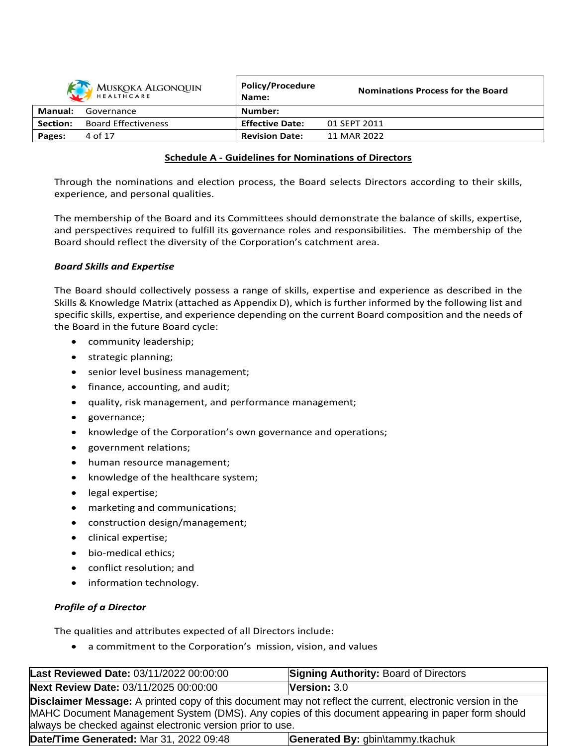## Schedule A - Guidelines for Nominations of Directors

Through the nominations and election process, the Board selects Directors according to their skills, experience, and personal qualities.

The membership of the Board and its Committees should demonstrate the balance of skills, expertise, and perspectives required to fulfill its governance roles and responsibilities. The membership of the Board should reflect the diversity of the Corporation's catchment area.

***Board Skills and Expertise***

The Board should collectively possess a range of skills, expertise and experience as described in the Skills & Knowledge Matrix (attached as Appendix D), which is further informed by the following list and specific skills, expertise, and experience depending on the current Board composition and the needs of the Board in the future Board cycle:

- community leadership;
- strategic planning;
- senior level business management;
- finance, accounting, and audit;
- quality, risk management, and performance management;
- governance;
- knowledge of the Corporation's own governance and operations;
- government relations;
- human resource management;
- knowledge of the healthcare system;
- legal expertise;
- marketing and communications;
- construction design/management;
- clinical expertise;
- bio-medical ethics;
- conflict resolution; and
- information technology.

***Profile of a Director***

The qualities and attributes expected of all Directors include:

- a commitment to the Corporation's mission, vision, and values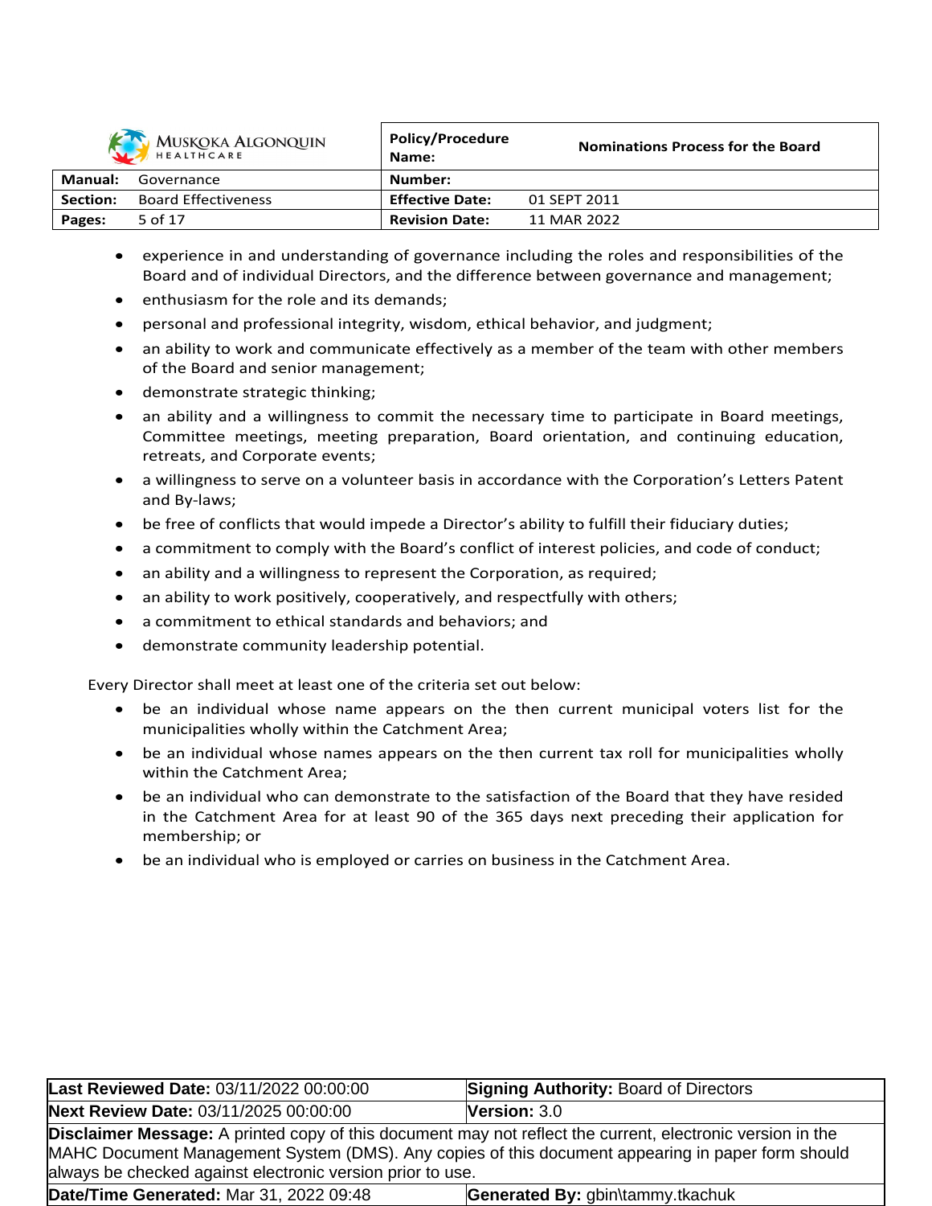- experience in and understanding of governance including the roles and responsibilities of the Board and of individual Directors, and the difference between governance and management;
- enthusiasm for the role and its demands;
- personal and professional integrity, wisdom, ethical behavior, and judgment;
- an ability to work and communicate effectively as a member of the team with other members of the Board and senior management;
- demonstrate strategic thinking;
- an ability and a willingness to commit the necessary time to participate in Board meetings, Committee meetings, meeting preparation, Board orientation, and continuing education, retreats, and Corporate events;
- a willingness to serve on a volunteer basis in accordance with the Corporation's Letters Patent and By-laws;
- be free of conflicts that would impede a Director's ability to fulfill their fiduciary duties;
- a commitment to comply with the Board's conflict of interest policies, and code of conduct;
- an ability and a willingness to represent the Corporation, as required;
- an ability to work positively, cooperatively, and respectfully with others;
- a commitment to ethical standards and behaviors; and
- demonstrate community leadership potential.

Every Director shall meet at least one of the criteria set out below:

- be an individual whose name appears on the then current municipal voters list for the municipalities wholly within the Catchment Area;
- be an individual whose names appears on the then current tax roll for municipalities wholly within the Catchment Area;
- be an individual who can demonstrate to the satisfaction of the Board that they have resided in the Catchment Area for at least 90 of the 365 days next preceding their application for membership; or
- be an individual who is employed or carries on business in the Catchment Area.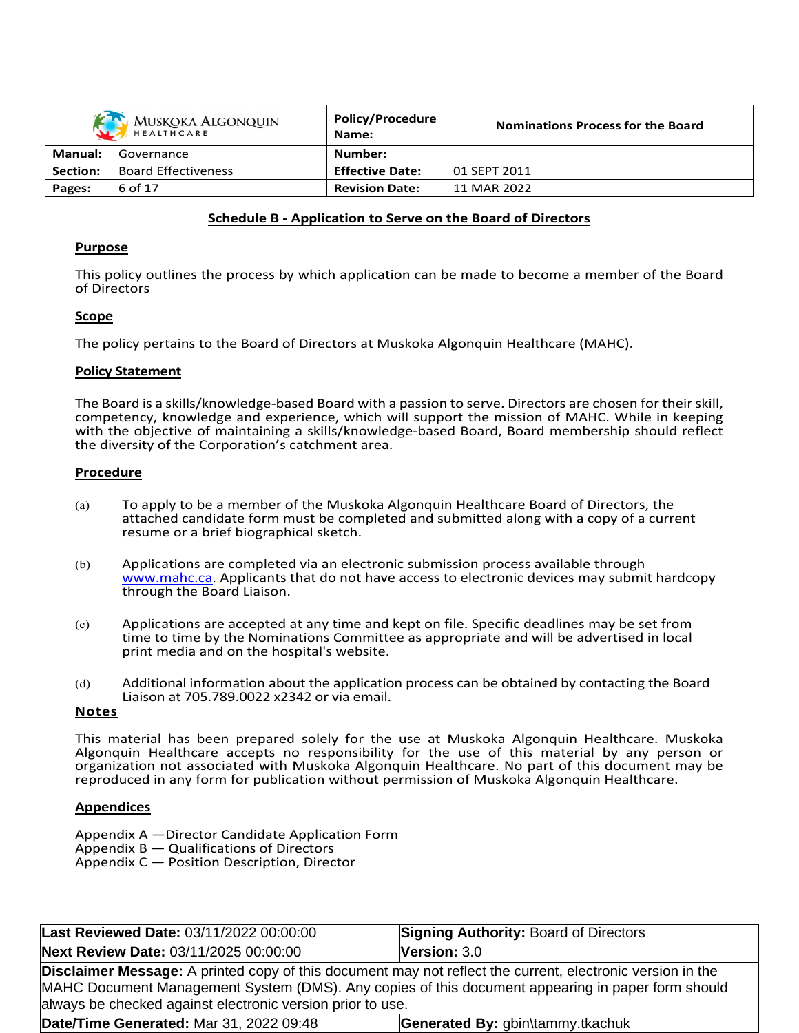## Schedule B - Application to Serve on the Board of Directors

### Purpose

This policy outlines the process by which application can be made to become a member of the Board of Directors

### Scope

The policy pertains to the Board of Directors at Muskoka Algonquin Healthcare (MAHC).

### Policy Statement

The Board is a skills/knowledge-based Board with a passion to serve. Directors are chosen for their skill, competency, knowledge and experience, which will support the mission of MAHC. While in keeping with the objective of maintaining a skills/knowledge-based Board, Board membership should reflect the diversity of the Corporation's catchment area.

### Procedure

(a) To apply to be a member of the Muskoka Algonquin Healthcare Board of Directors, the attached candidate form must be completed and submitted along with a copy of a current resume or a brief biographical sketch.

(b) Applications are completed via an electronic submission process available through www.mahc.ca. Applicants that do not have access to electronic devices may submit hardcopy through the Board Liaison.

(c) Applications are accepted at any time and kept on file. Specific deadlines may be set from time to time by the Nominations Committee as appropriate and will be advertised in local print media and on the hospital's website.

(d) Additional information about the application process can be obtained by contacting the Board Liaison at 705.789.0022 x2342 or via email.

### Notes

This material has been prepared solely for the use at Muskoka Algonquin Healthcare. Muskoka Algonquin Healthcare accepts no responsibility for the use of this material by any person or organization not associated with Muskoka Algonquin Healthcare. No part of this document may be reproduced in any form for publication without permission of Muskoka Algonquin Healthcare.

### Appendices

Appendix A —Director Candidate Application Form
Appendix B — Qualifications of Directors
Appendix C — Position Description, Director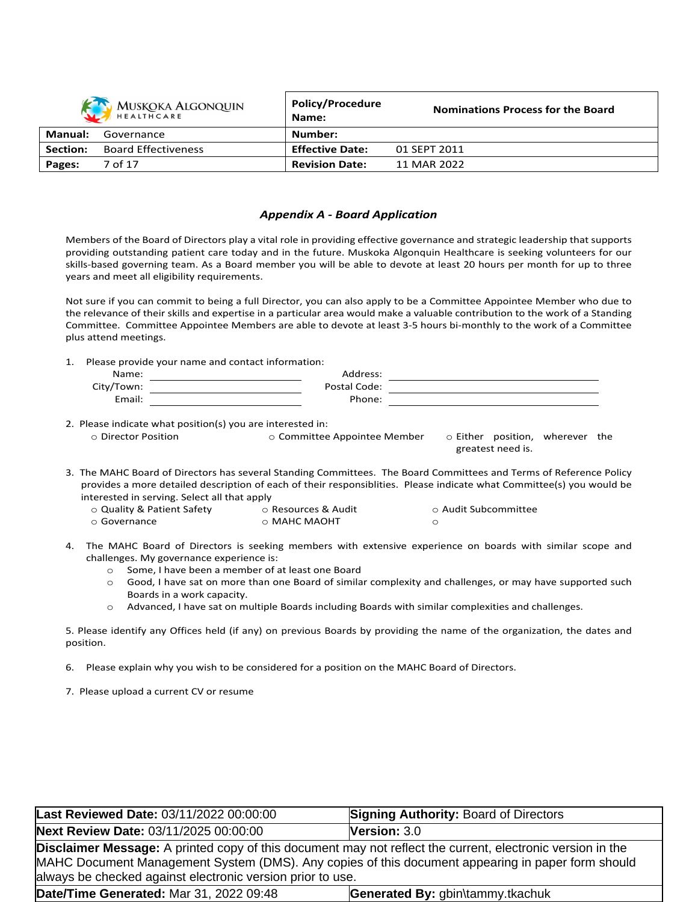### *Appendix A - Board Application*

Members of the Board of Directors play a vital role in providing effective governance and strategic leadership that supports providing outstanding patient care today and in the future. Muskoka Algonquin Healthcare is seeking volunteers for our skills-based governing team. As a Board member you will be able to devote at least 20 hours per month for up to three years and meet all eligibility requirements.

Not sure if you can commit to being a full Director, you can also apply to be a Committee Appointee Member who due to the relevance of their skills and expertise in a particular area would make a valuable contribution to the work of a Standing Committee. Committee Appointee Members are able to devote at least 3-5 hours bi-monthly to the work of a Committee plus attend meetings.

1. Please provide your name and contact information:

| | | | |
|---|---|---|---|
| Name: | ____________________ | Address: | ____________________ |
| City/Town: | ____________________ | Postal Code: | ____________________ |
| Email: | ____________________ | Phone: | ____________________ |

2. Please indicate what position(s) you are interested in:
   - ○ Director Position
   - ○ Committee Appointee Member
   - ○ Either position, wherever the greatest need is.

3. The MAHC Board of Directors has several Standing Committees. The Board Committees and Terms of Reference Policy provides a more detailed description of each of their responsiblities. Please indicate what Committee(s) you would be interested in serving. Select all that apply
   - ○ Quality & Patient Safety
   - ○ Resources & Audit
   - ○ Audit Subcommittee
   - ○ Governance
   - ○ MAHC MAOHT
   - ○

4. The MAHC Board of Directors is seeking members with extensive experience on boards with similar scope and challenges. My governance experience is:
   - ○ Some, I have been a member of at least one Board
   - ○ Good, I have sat on more than one Board of similar complexity and challenges, or may have supported such Boards in a work capacity.
   - ○ Advanced, I have sat on multiple Boards including Boards with similar complexities and challenges.

5. Please identify any Offices held (if any) on previous Boards by providing the name of the organization, the dates and position.

6. Please explain why you wish to be considered for a position on the MAHC Board of Directors.

7. Please upload a current CV or resume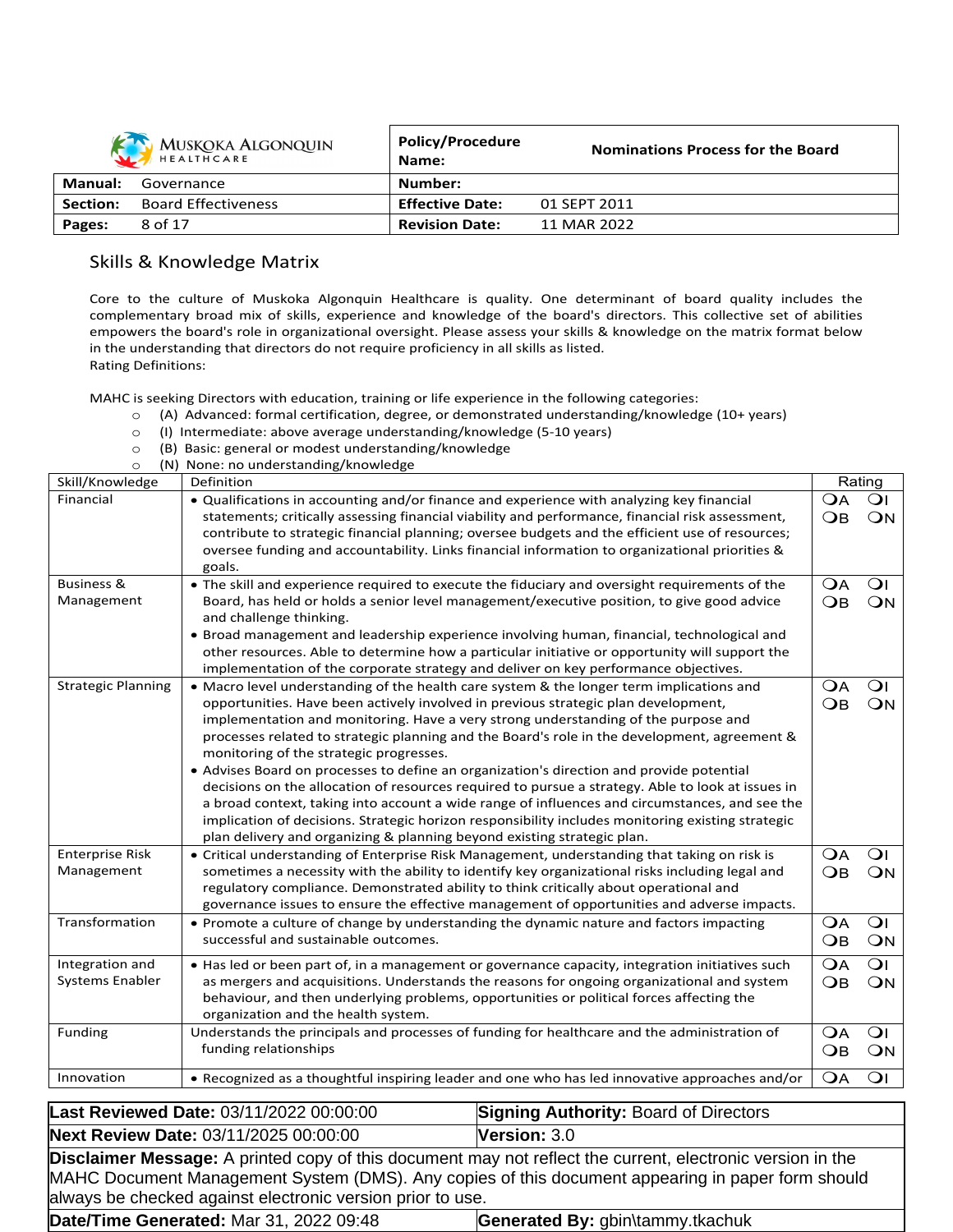## Skills & Knowledge Matrix

Core to the culture of Muskoka Algonquin Healthcare is quality. One determinant of board quality includes the complementary broad mix of skills, experience and knowledge of the board's directors. This collective set of abilities empowers the board's role in organizational oversight. Please assess your skills & knowledge on the matrix format below in the understanding that directors do not require proficiency in all skills as listed.
Rating Definitions:

MAHC is seeking Directors with education, training or life experience in the following categories:

- (A) Advanced: formal certification, degree, or demonstrated understanding/knowledge (10+ years)
- (I) Intermediate: above average understanding/knowledge (5-10 years)
- (B) Basic: general or modest understanding/knowledge
- (N) None: no understanding/knowledge

| Skill/Knowledge | Definition | Rating |
|---|---|---|
| Financial | • Qualifications in accounting and/or finance and experience with analyzing key financial statements; critically assessing financial viability and performance, financial risk assessment, contribute to strategic financial planning; oversee budgets and the efficient use of resources; oversee funding and accountability. Links financial information to organizational priorities & goals. | ❍A ❍I ❍B ❍N |
| Business & Management | • The skill and experience required to execute the fiduciary and oversight requirements of the Board, has held or holds a senior level management/executive position, to give good advice and challenge thinking.<br>• Broad management and leadership experience involving human, financial, technological and other resources. Able to determine how a particular initiative or opportunity will support the implementation of the corporate strategy and deliver on key performance objectives. | ❍A ❍I ❍B ❍N |
| Strategic Planning | • Macro level understanding of the health care system & the longer term implications and opportunities. Have been actively involved in previous strategic plan development, implementation and monitoring. Have a very strong understanding of the purpose and processes related to strategic planning and the Board's role in the development, agreement & monitoring of the strategic progresses.<br>• Advises Board on processes to define an organization's direction and provide potential decisions on the allocation of resources required to pursue a strategy. Able to look at issues in a broad context, taking into account a wide range of influences and circumstances, and see the implication of decisions. Strategic horizon responsibility includes monitoring existing strategic plan delivery and organizing & planning beyond existing strategic plan. | ❍A ❍I ❍B ❍N |
| Enterprise Risk Management | • Critical understanding of Enterprise Risk Management, understanding that taking on risk is sometimes a necessity with the ability to identify key organizational risks including legal and regulatory compliance. Demonstrated ability to think critically about operational and governance issues to ensure the effective management of opportunities and adverse impacts. | ❍A ❍I ❍B ❍N |
| Transformation | • Promote a culture of change by understanding the dynamic nature and factors impacting successful and sustainable outcomes. | ❍A ❍I ❍B ❍N |
| Integration and Systems Enabler | • Has led or been part of, in a management or governance capacity, integration initiatives such as mergers and acquisitions. Understands the reasons for ongoing organizational and system behaviour, and then underlying problems, opportunities or political forces affecting the organization and the health system. | ❍A ❍I ❍B ❍N |
| Funding | Understands the principals and processes of funding for healthcare and the administration of funding relationships | ❍A ❍I ❍B ❍N |
| Innovation | • Recognized as a thoughtful inspiring leader and one who has led innovative approaches and/or | ❍A ❍I |

| | |
|---|---|
| **Last Reviewed Date:** 03/11/2022 00:00:00 | **Signing Authority:** Board of Directors |
| **Next Review Date:** 03/11/2025 00:00:00 | **Version:** 3.0 |
| **Disclaimer Message:** A printed copy of this document may not reflect the current, electronic version in the MAHC Document Management System (DMS). Any copies of this document appearing in paper form should always be checked against electronic version prior to use. | |
| **Date/Time Generated:** Mar 31, 2022 09:48 | **Generated By:** gbin\tammy.tkachuk |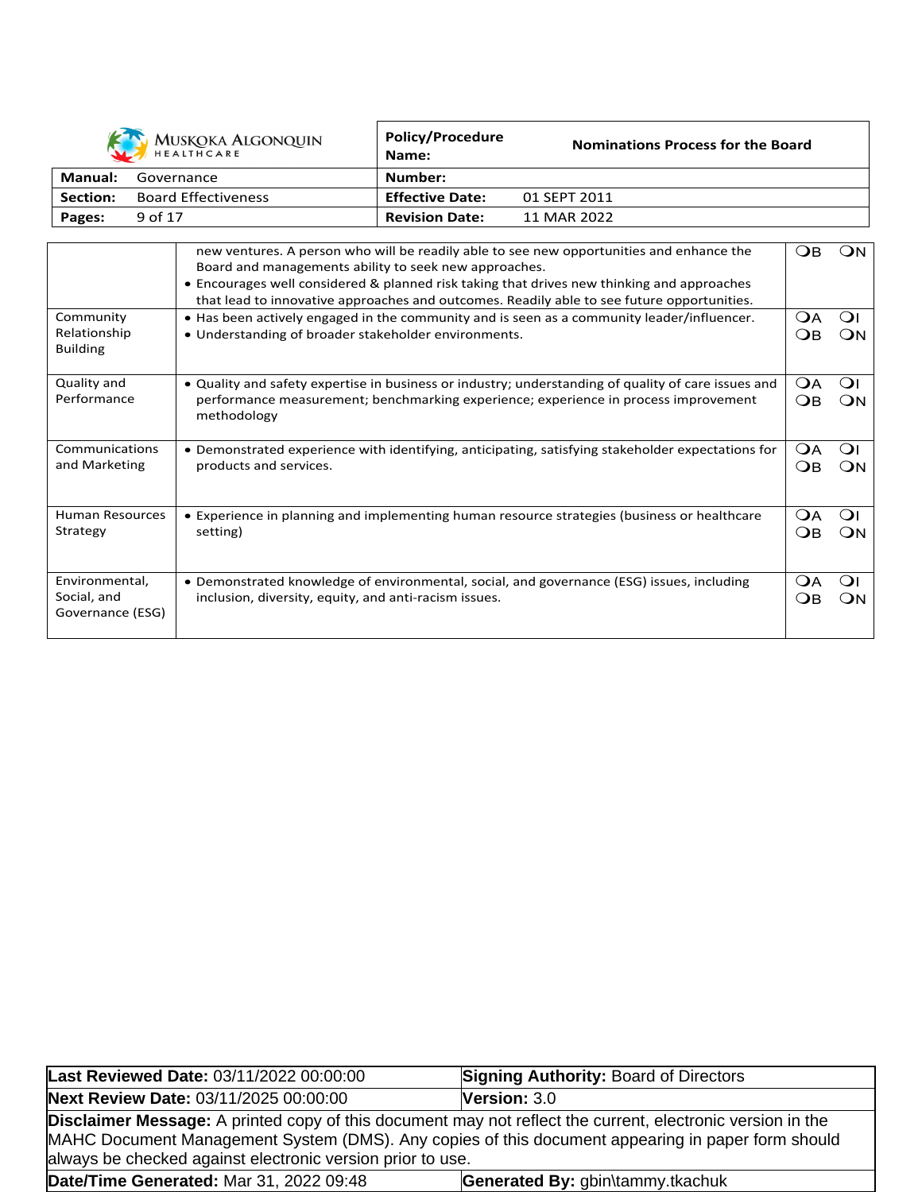| | | |
|---|---|---|
| | new ventures. A person who will be readily able to see new opportunities and enhance the Board and managements ability to seek new approaches.<br>• Encourages well considered & planned risk taking that drives new thinking and approaches that lead to innovative approaches and outcomes. Readily able to see future opportunities. | ❍B ❍N |
| Community Relationship Building | • Has been actively engaged in the community and is seen as a community leader/influencer.<br>• Understanding of broader stakeholder environments. | ❍A ❍I<br>❍B ❍N |
| Quality and Performance | • Quality and safety expertise in business or industry; understanding of quality of care issues and performance measurement; benchmarking experience; experience in process improvement methodology | ❍A ❍I<br>❍B ❍N |
| Communications and Marketing | • Demonstrated experience with identifying, anticipating, satisfying stakeholder expectations for products and services. | ❍A ❍I<br>❍B ❍N |
| Human Resources Strategy | • Experience in planning and implementing human resource strategies (business or healthcare setting) | ❍A ❍I<br>❍B ❍N |
| Environmental, Social, and Governance (ESG) | • Demonstrated knowledge of environmental, social, and governance (ESG) issues, including inclusion, diversity, equity, and anti-racism issues. | ❍A ❍I<br>❍B ❍N |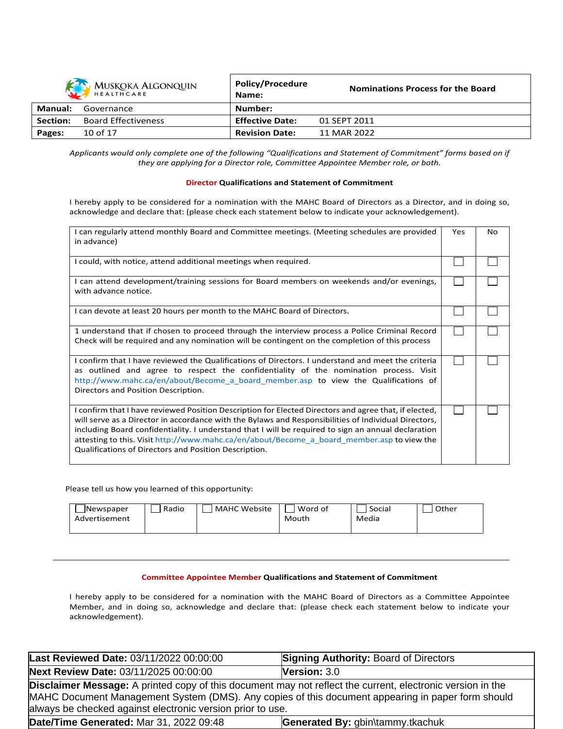*Applicants would only complete one of the following "Qualifications and Statement of Commitment" forms based on if they are applying for a Director role, Committee Appointee Member role, or both.*

**Director Qualifications and Statement of Commitment**

I hereby apply to be considered for a nomination with the MAHC Board of Directors as a Director, and in doing so, acknowledge and declare that: (please check each statement below to indicate your acknowledgement).

| I can regularly attend monthly Board and Committee meetings. (Meeting schedules are provided in advance) | Yes | No |
|---|---|---|
| I could, with notice, attend additional meetings when required. | ☐ | ☐ |
| I can attend development/training sessions for Board members on weekends and/or evenings, with advance notice. | ☐ | ☐ |
| I can devote at least 20 hours per month to the MAHC Board of Directors. | ☐ | ☐ |
| 1 understand that if chosen to proceed through the interview process a Police Criminal Record Check will be required and any nomination will be contingent on the completion of this process | ☐ | ☐ |
| I confirm that I have reviewed the Qualifications of Directors. I understand and meet the criteria as outlined and agree to respect the confidentiality of the nomination process. Visit http://www.mahc.ca/en/about/Become_a_board_member.asp to view the Qualifications of Directors and Position Description. | ☐ | ☐ |
| I confirm that I have reviewed Position Description for Elected Directors and agree that, if elected, will serve as a Director in accordance with the Bylaws and Responsibilities of Individual Directors, including Board confidentiality. I understand that I will be required to sign an annual declaration attesting to this. Visit http://www.mahc.ca/en/about/Become_a_board_member.asp to view the Qualifications of Directors and Position Description. | ☐ | ☐ |

Please tell us how you learned of this opportunity:

| ☐ Newspaper Advertisement | ☐ Radio | ☐ MAHC Website | ☐ Word of Mouth | ☐ Social Media | ☐ Other |
|---|---|---|---|---|---|

---

**Committee Appointee Member Qualifications and Statement of Commitment**

I hereby apply to be considered for a nomination with the MAHC Board of Directors as a Committee Appointee Member, and in doing so, acknowledge and declare that: (please check each statement below to indicate your acknowledgement).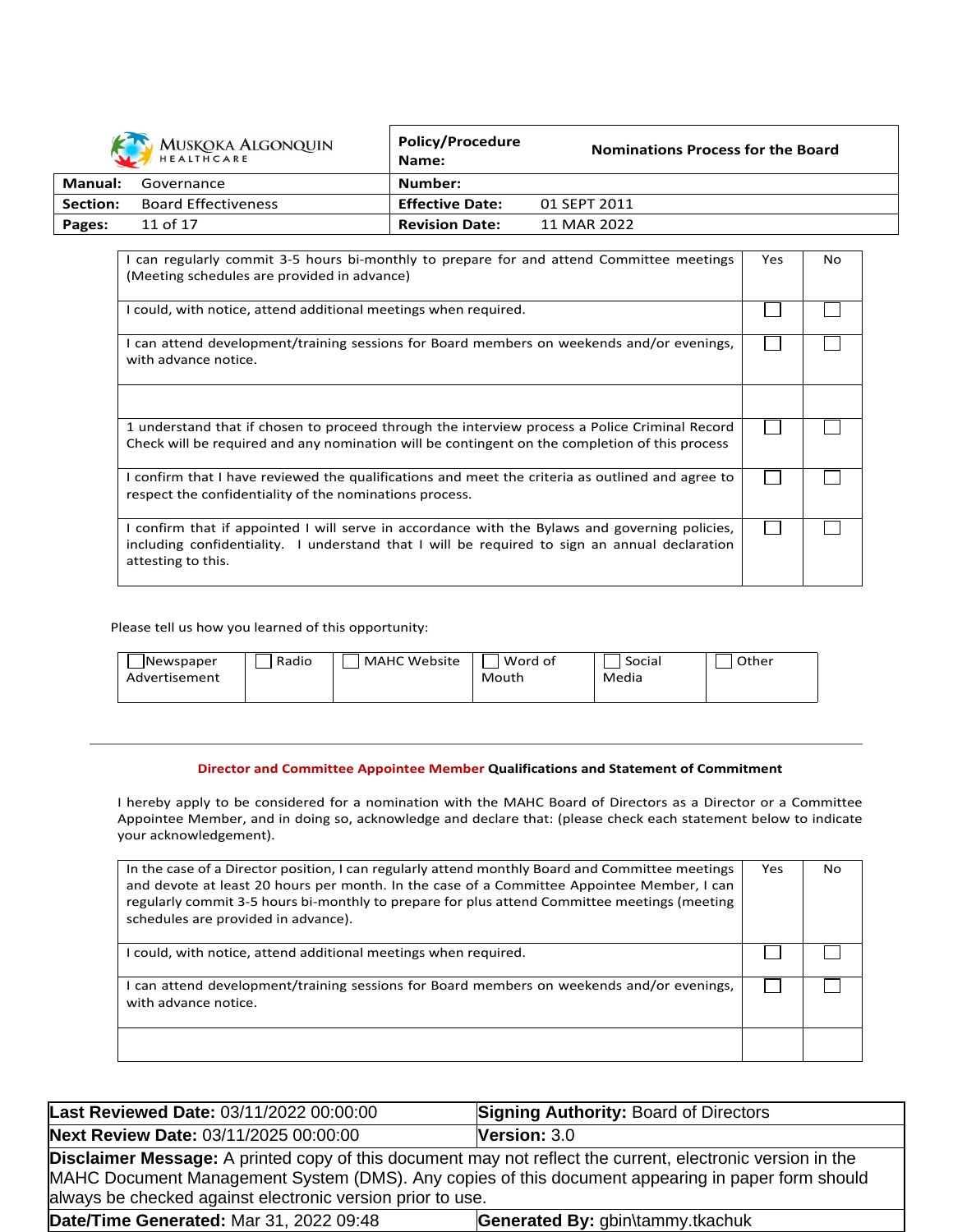| | Yes | No |
|---|---|---|
| I can regularly commit 3-5 hours bi-monthly to prepare for and attend Committee meetings (Meeting schedules are provided in advance) | | |
| I could, with notice, attend additional meetings when required. | ☐ | ☐ |
| I can attend development/training sessions for Board members on weekends and/or evenings, with advance notice. | ☐ | ☐ |
| | | |
| 1 understand that if chosen to proceed through the interview process a Police Criminal Record Check will be required and any nomination will be contingent on the completion of this process | ☐ | ☐ |
| I confirm that I have reviewed the qualifications and meet the criteria as outlined and agree to respect the confidentiality of the nominations process. | ☐ | ☐ |
| I confirm that if appointed I will serve in accordance with the Bylaws and governing policies, including confidentiality. I understand that I will be required to sign an annual declaration attesting to this. | ☐ | ☐ |

Please tell us how you learned of this opportunity:

| ☐ Newspaper Advertisement | ☐ Radio | ☐ MAHC Website | ☐ Word of Mouth | ☐ Social Media | ☐ Other |
|---|---|---|---|---|---|

---

### Director and Committee Appointee Member Qualifications and Statement of Commitment

I hereby apply to be considered for a nomination with the MAHC Board of Directors as a Director or a Committee Appointee Member, and in doing so, acknowledge and declare that: (please check each statement below to indicate your acknowledgement).

| | Yes | No |
|---|---|---|
| In the case of a Director position, I can regularly attend monthly Board and Committee meetings and devote at least 20 hours per month. In the case of a Committee Appointee Member, I can regularly commit 3-5 hours bi-monthly to prepare for plus attend Committee meetings (meeting schedules are provided in advance). | | |
| I could, with notice, attend additional meetings when required. | ☐ | ☐ |
| I can attend development/training sessions for Board members on weekends and/or evenings, with advance notice. | ☐ | ☐ |
| | | |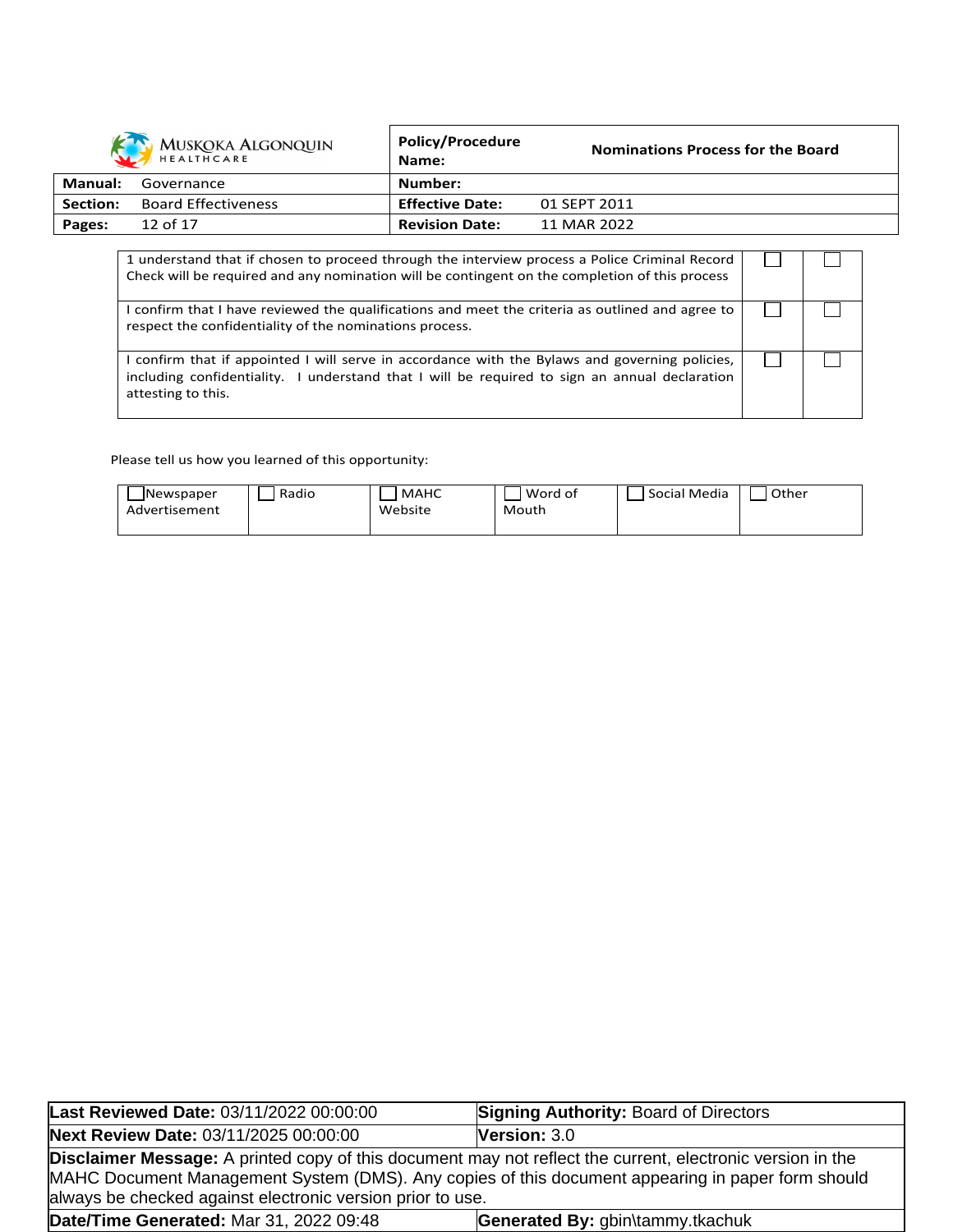| | | |
|---|---|---|
| 1 understand that if chosen to proceed through the interview process a Police Criminal Record Check will be required and any nomination will be contingent on the completion of this process | ☐ | ☐ |
| I confirm that I have reviewed the qualifications and meet the criteria as outlined and agree to respect the confidentiality of the nominations process. | ☐ | ☐ |
| I confirm that if appointed I will serve in accordance with the Bylaws and governing policies, including confidentiality. I understand that I will be required to sign an annual declaration attesting to this. | ☐ | ☐ |

Please tell us how you learned of this opportunity:

| | | | | | |
|---|---|---|---|---|---|
| ☐ Newspaper Advertisement | ☐ Radio | ☐ MAHC Website | ☐ Word of Mouth | ☐ Social Media | ☐ Other |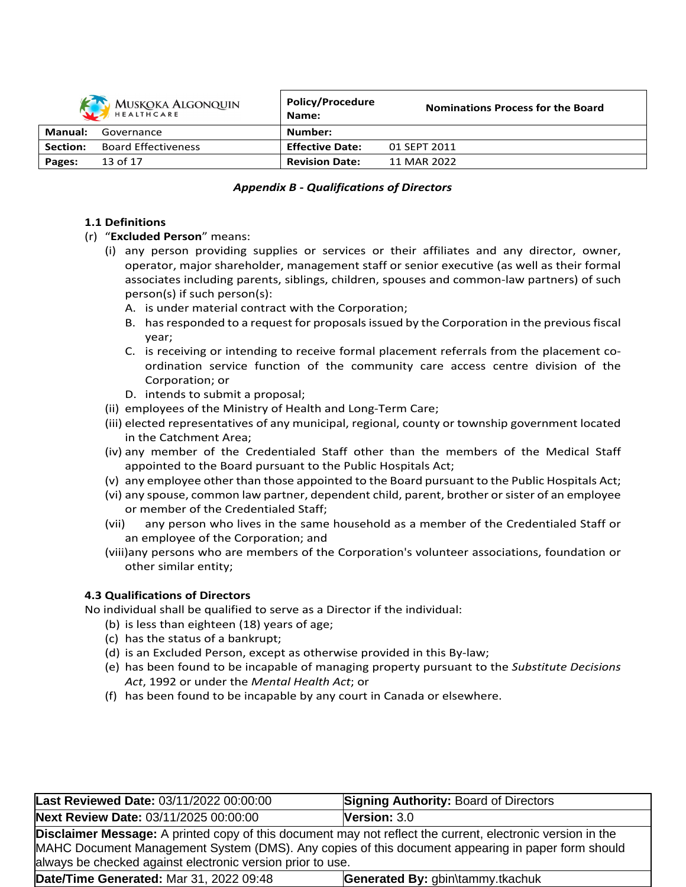## Appendix B - Qualifications of Directors

**1.1 Definitions**

(r) "**Excluded Person**" means:

- (i) any person providing supplies or services or their affiliates and any director, owner, operator, major shareholder, management staff or senior executive (as well as their formal associates including parents, siblings, children, spouses and common-law partners) of such person(s) if such person(s):
  - A. is under material contract with the Corporation;
  - B. has responded to a request for proposals issued by the Corporation in the previous fiscal year;
  - C. is receiving or intending to receive formal placement referrals from the placement co-ordination service function of the community care access centre division of the Corporation; or
  - D. intends to submit a proposal;
- (ii) employees of the Ministry of Health and Long-Term Care;
- (iii) elected representatives of any municipal, regional, county or township government located in the Catchment Area;
- (iv) any member of the Credentialed Staff other than the members of the Medical Staff appointed to the Board pursuant to the Public Hospitals Act;
- (v) any employee other than those appointed to the Board pursuant to the Public Hospitals Act;
- (vi) any spouse, common law partner, dependent child, parent, brother or sister of an employee or member of the Credentialed Staff;
- (vii) any person who lives in the same household as a member of the Credentialed Staff or an employee of the Corporation; and
- (viii) any persons who are members of the Corporation's volunteer associations, foundation or other similar entity;

**4.3 Qualifications of Directors**

No individual shall be qualified to serve as a Director if the individual:

- (b) is less than eighteen (18) years of age;
- (c) has the status of a bankrupt;
- (d) is an Excluded Person, except as otherwise provided in this By-law;
- (e) has been found to be incapable of managing property pursuant to the *Substitute Decisions Act*, 1992 or under the *Mental Health Act*; or
- (f) has been found to be incapable by any court in Canada or elsewhere.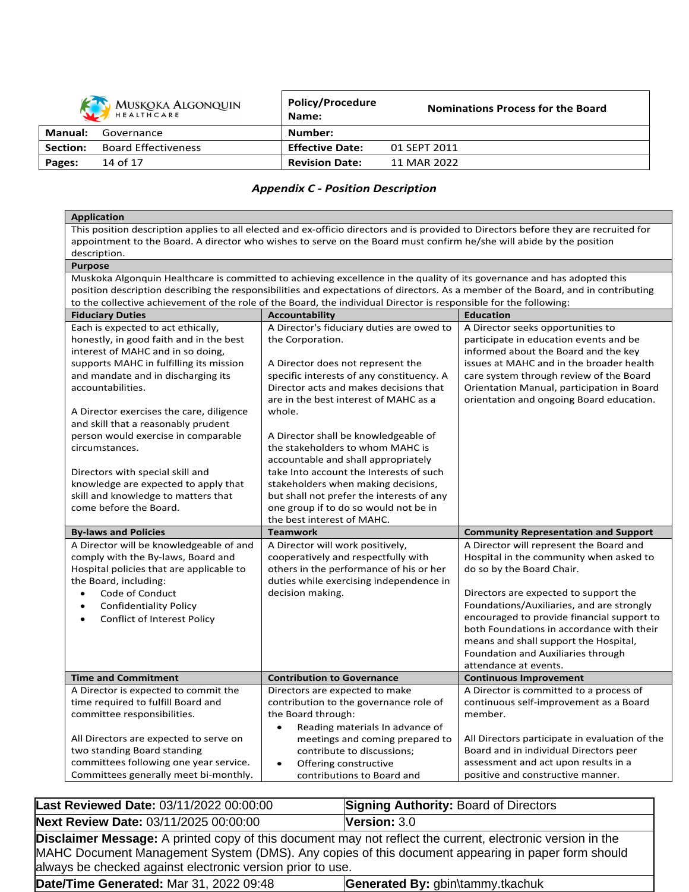## Appendix C - Position Description

**Application**

This position description applies to all elected and ex-officio directors and is provided to Directors before they are recruited for appointment to the Board. A director who wishes to serve on the Board must confirm he/she will abide by the position description.

**Purpose**

Muskoka Algonquin Healthcare is committed to achieving excellence in the quality of its governance and has adopted this position description describing the responsibilities and expectations of directors. As a member of the Board, and in contributing to the collective achievement of the role of the Board, the individual Director is responsible for the following:

| Fiduciary Duties | Accountability | Education |
|---|---|---|
| Each is expected to act ethically, honestly, in good faith and in the best interest of MAHC and in so doing, supports MAHC in fulfilling its mission and mandate and in discharging its accountabilities.<br><br>A Director exercises the care, diligence and skill that a reasonably prudent person would exercise in comparable circumstances.<br><br>Directors with special skill and knowledge are expected to apply that skill and knowledge to matters that come before the Board. | A Director's fiduciary duties are owed to the Corporation.<br><br>A Director does not represent the specific interests of any constituency. A Director acts and makes decisions that are in the best interest of MAHC as a whole.<br><br>A Director shall be knowledgeable of the stakeholders to whom MAHC is accountable and shall appropriately take Into account the Interests of such stakeholders when making decisions, but shall not prefer the interests of any one group if to do so would not be in the best interest of MAHC. | A Director seeks opportunities to participate in education events and be informed about the Board and the key issues at MAHC and in the broader health care system through review of the Board Orientation Manual, participation in Board orientation and ongoing Board education. |
| **By-laws and Policies** | **Teamwork** | **Community Representation and Support** |
| A Director will be knowledgeable of and comply with the By-laws, Board and Hospital policies that are applicable to the Board, including:<br>• Code of Conduct<br>• Confidentiality Policy<br>• Conflict of Interest Policy | A Director will work positively, cooperatively and respectfully with others in the performance of his or her duties while exercising independence in decision making. | A Director will represent the Board and Hospital in the community when asked to do so by the Board Chair.<br><br>Directors are expected to support the Foundations/Auxiliaries, and are strongly encouraged to provide financial support to both Foundations in accordance with their means and shall support the Hospital, Foundation and Auxiliaries through attendance at events. |
| **Time and Commitment** | **Contribution to Governance** | **Continuous Improvement** |
| A Director is expected to commit the time required to fulfill Board and committee responsibilities.<br><br>All Directors are expected to serve on two standing Board standing committees following one year service. Committees generally meet bi-monthly. | Directors are expected to make contribution to the governance role of the Board through:<br>• Reading materials In advance of meetings and coming prepared to contribute to discussions;<br>• Offering constructive contributions to Board and | A Director is committed to a process of continuous self-improvement as a Board member.<br><br>All Directors participate in evaluation of the Board and in individual Directors peer assessment and act upon results in a positive and constructive manner. |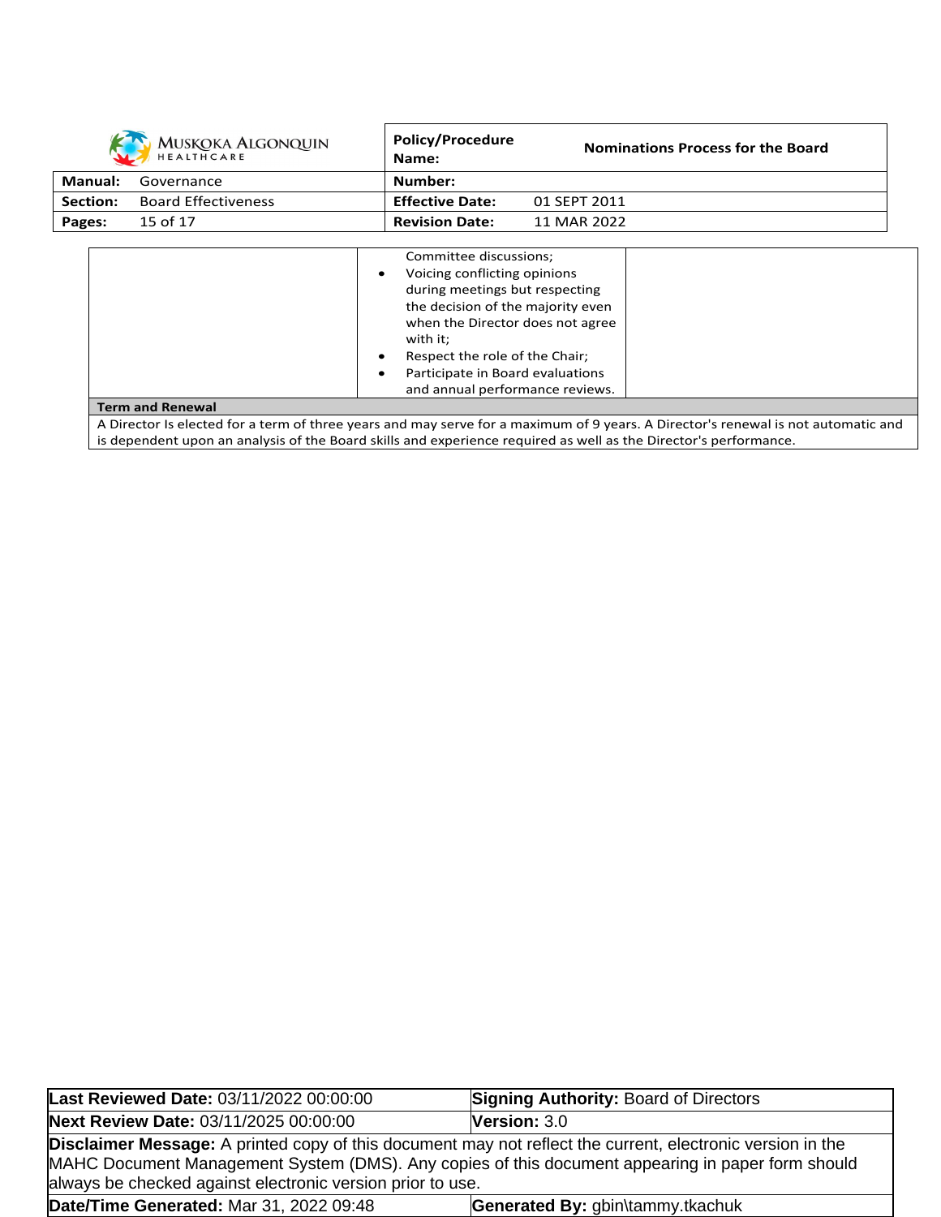| | | |
|---|---|---|
| | Committee discussions;<br>• Voicing conflicting opinions during meetings but respecting the decision of the majority even when the Director does not agree with it;<br>• Respect the role of the Chair;<br>• Participate in Board evaluations and annual performance reviews. | |
| **Term and Renewal** | | |
| A Director Is elected for a term of three years and may serve for a maximum of 9 years. A Director's renewal is not automatic and is dependent upon an analysis of the Board skills and experience required as well as the Director's performance. | | |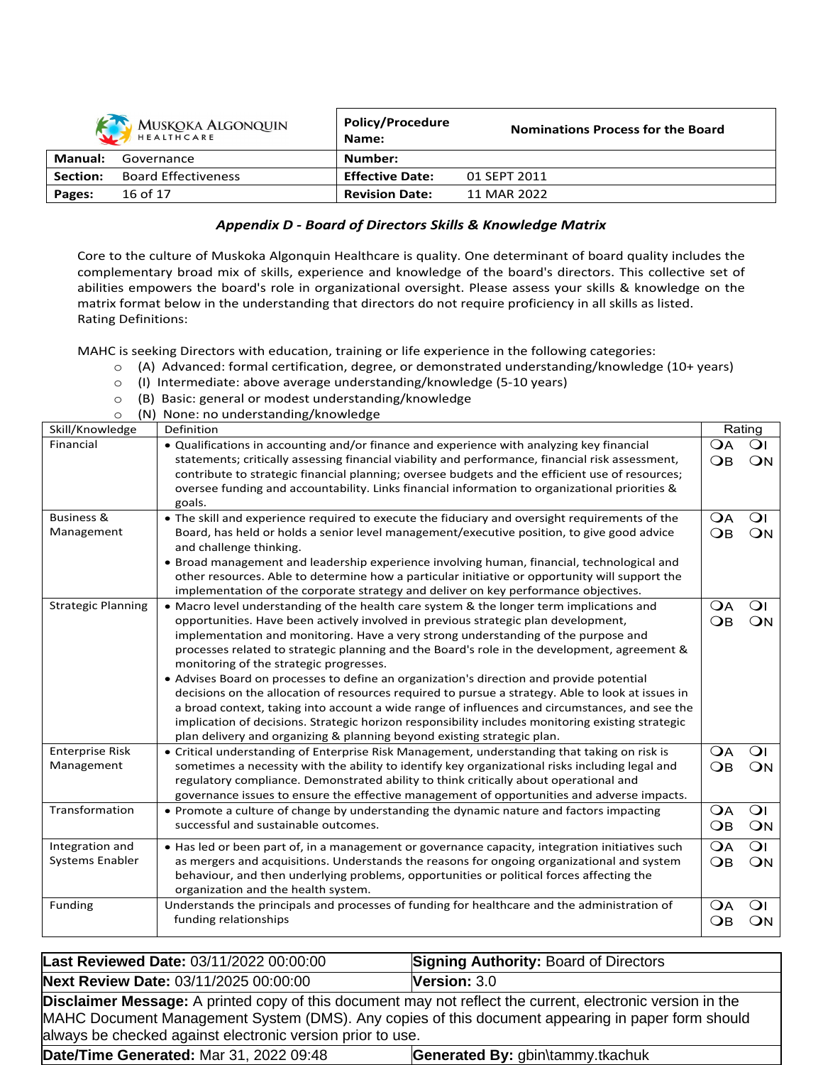| Policy/Procedure Name: | Nominations Process for the Board |
|---|---|
| **Manual:** Governance | **Number:** |
| **Section:** Board Effectiveness | **Effective Date:** 01 SEPT 2011 |
| | **Revision Date:** 11 MAR 2022 |

## *Appendix D - Board of Directors Skills & Knowledge Matrix*

Core to the culture of Muskoka Algonquin Healthcare is quality. One determinant of board quality includes the complementary broad mix of skills, experience and knowledge of the board's directors. This collective set of abilities empowers the board's role in organizational oversight. Please assess your skills & knowledge on the matrix format below in the understanding that directors do not require proficiency in all skills as listed.
Rating Definitions:

MAHC is seeking Directors with education, training or life experience in the following categories:

- (A) Advanced: formal certification, degree, or demonstrated understanding/knowledge (10+ years)
- (I) Intermediate: above average understanding/knowledge (5-10 years)
- (B) Basic: general or modest understanding/knowledge
- (N) None: no understanding/knowledge

| Skill/Knowledge | Definition | Rating |
|---|---|---|
| Financial | • Qualifications in accounting and/or finance and experience with analyzing key financial statements; critically assessing financial viability and performance, financial risk assessment, contribute to strategic financial planning; oversee budgets and the efficient use of resources; oversee funding and accountability. Links financial information to organizational priorities & goals. | ❍A ❍I ❍B ❍N |
| Business & Management | • The skill and experience required to execute the fiduciary and oversight requirements of the Board, has held or holds a senior level management/executive position, to give good advice and challenge thinking.<br>• Broad management and leadership experience involving human, financial, technological and other resources. Able to determine how a particular initiative or opportunity will support the implementation of the corporate strategy and deliver on key performance objectives. | ❍A ❍I ❍B ❍N |
| Strategic Planning | • Macro level understanding of the health care system & the longer term implications and opportunities. Have been actively involved in previous strategic plan development, implementation and monitoring. Have a very strong understanding of the purpose and processes related to strategic planning and the Board's role in the development, agreement & monitoring of the strategic progresses.<br>• Advises Board on processes to define an organization's direction and provide potential decisions on the allocation of resources required to pursue a strategy. Able to look at issues in a broad context, taking into account a wide range of influences and circumstances, and see the implication of decisions. Strategic horizon responsibility includes monitoring existing strategic plan delivery and organizing & planning beyond existing strategic plan. | ❍A ❍I ❍B ❍N |
| Enterprise Risk Management | • Critical understanding of Enterprise Risk Management, understanding that taking on risk is sometimes a necessity with the ability to identify key organizational risks including legal and regulatory compliance. Demonstrated ability to think critically about operational and governance issues to ensure the effective management of opportunities and adverse impacts. | ❍A ❍I ❍B ❍N |
| Transformation | • Promote a culture of change by understanding the dynamic nature and factors impacting successful and sustainable outcomes. | ❍A ❍I ❍B ❍N |
| Integration and Systems Enabler | • Has led or been part of, in a management or governance capacity, integration initiatives such as mergers and acquisitions. Understands the reasons for ongoing organizational and system behaviour, and then underlying problems, opportunities or political forces affecting the organization and the health system. | ❍A ❍I ❍B ❍N |
| Funding | Understands the principals and processes of funding for healthcare and the administration of funding relationships | ❍A ❍I ❍B ❍N |

| | |
|---|---|
| **Last Reviewed Date:** 03/11/2022 00:00:00 | **Signing Authority:** Board of Directors |
| **Next Review Date:** 03/11/2025 00:00:00 | **Version:** 3.0 |
| **Disclaimer Message:** A printed copy of this document may not reflect the current, electronic version in the MAHC Document Management System (DMS). Any copies of this document appearing in paper form should always be checked against electronic version prior to use. | |
| **Date/Time Generated:** Mar 31, 2022 09:48 | **Generated By:** gbin\tammy.tkachuk |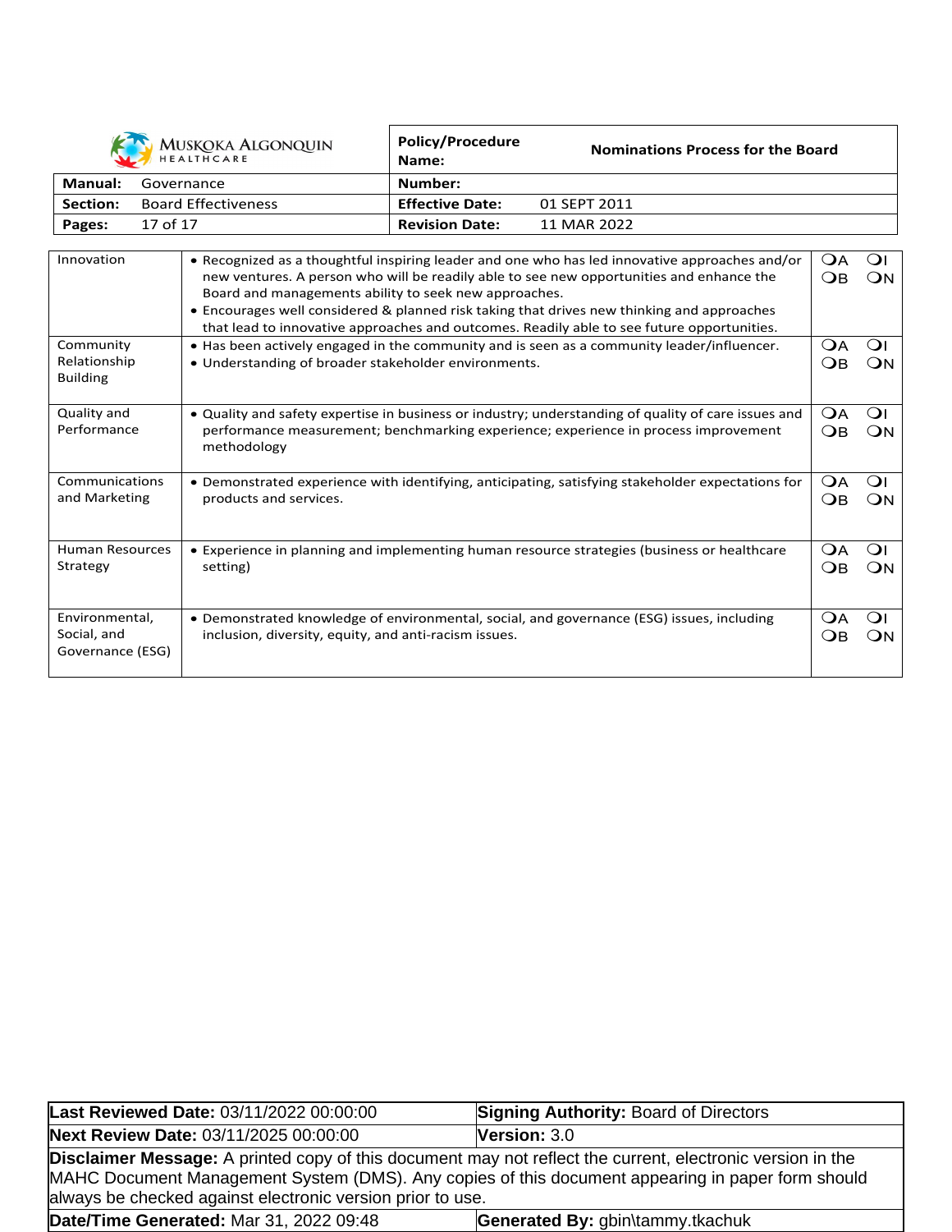| | | |
|---|---|---|
| Innovation | • Recognized as a thoughtful inspiring leader and one who has led innovative approaches and/or new ventures. A person who will be readily able to see new opportunities and enhance the Board and managements ability to seek new approaches.<br>• Encourages well considered & planned risk taking that drives new thinking and approaches that lead to innovative approaches and outcomes. Readily able to see future opportunities. | ❍A ❍I<br>❍B ❍N |
| Community Relationship Building | • Has been actively engaged in the community and is seen as a community leader/influencer.<br>• Understanding of broader stakeholder environments. | ❍A ❍I<br>❍B ❍N |
| Quality and Performance | • Quality and safety expertise in business or industry; understanding of quality of care issues and performance measurement; benchmarking experience; experience in process improvement methodology | ❍A ❍I<br>❍B ❍N |
| Communications and Marketing | • Demonstrated experience with identifying, anticipating, satisfying stakeholder expectations for products and services. | ❍A ❍I<br>❍B ❍N |
| Human Resources Strategy | • Experience in planning and implementing human resource strategies (business or healthcare setting) | ❍A ❍I<br>❍B ❍N |
| Environmental, Social, and Governance (ESG) | • Demonstrated knowledge of environmental, social, and governance (ESG) issues, including inclusion, diversity, equity, and anti-racism issues. | ❍A ❍I<br>❍B ❍N |